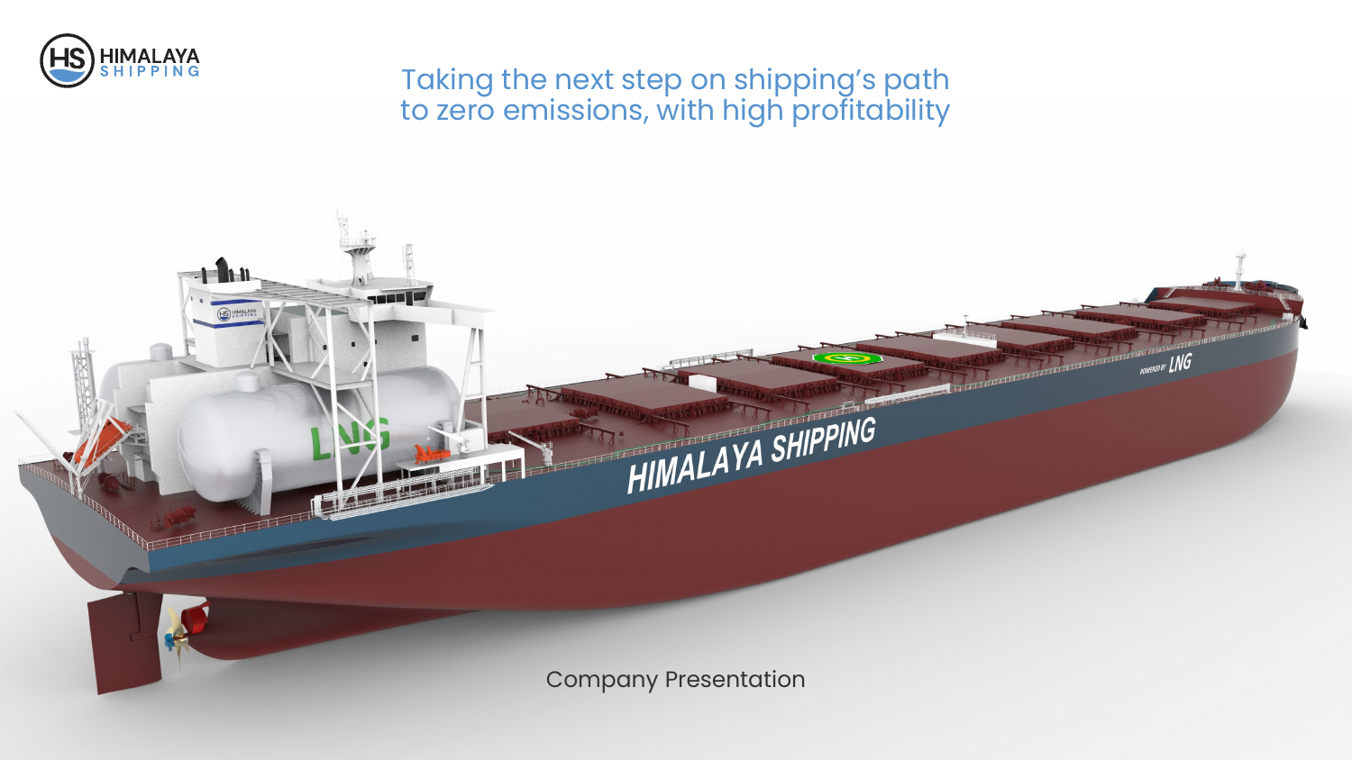# Taking the next step on shipping's path to zero emissions, with high profitability

Company Presentation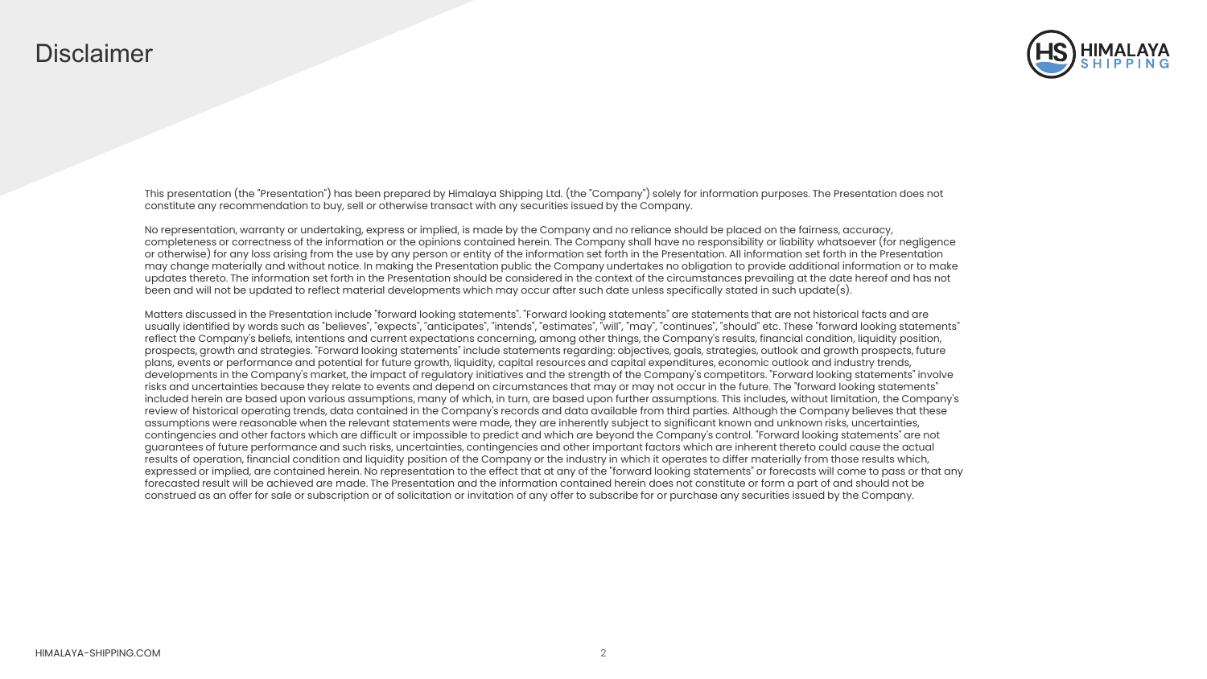# Disclaimer

This presentation (the "Presentation") has been prepared by Himalaya Shipping Ltd. (the "Company") solely for information purposes. The Presentation does not constitute any recommendation to buy, sell or otherwise transact with any securities issued by the Company.

No representation, warranty or undertaking, express or implied, is made by the Company and no reliance should be placed on the fairness, accuracy, completeness or correctness of the information or the opinions contained herein. The Company shall have no responsibility or liability whatsoever (for negligence or otherwise) for any loss arising from the use by any person or entity of the information set forth in the Presentation. All information set forth in the Presentation may change materially and without notice. In making the Presentation public the Company undertakes no obligation to provide additional information or to make updates thereto. The information set forth in the Presentation should be considered in the context of the circumstances prevailing at the date hereof and has not been and will not be updated to reflect material developments which may occur after such date unless specifically stated in such update(s).

Matters discussed in the Presentation include "forward looking statements". "Forward looking statements" are statements that are not historical facts and are usually identified by words such as "believes", "expects", "anticipates", "intends", "estimates", "will", "may", "continues", "should" etc. These "forward looking statements" reflect the Company's beliefs, intentions and current expectations concerning, among other things, the Company's results, financial condition, liquidity position, prospects, growth and strategies. "Forward looking statements" include statements regarding: objectives, goals, strategies, outlook and growth prospects, future plans, events or performance and potential for future growth, liquidity, capital resources and capital expenditures, economic outlook and industry trends, developments in the Company's market, the impact of regulatory initiatives and the strength of the Company's competitors. "Forward looking statements" involve risks and uncertainties because they relate to events and depend on circumstances that may or may not occur in the future. The "forward looking statements" included herein are based upon various assumptions, many of which, in turn, are based upon further assumptions. This includes, without limitation, the Company's review of historical operating trends, data contained in the Company's records and data available from third parties. Although the Company believes that these assumptions were reasonable when the relevant statements were made, they are inherently subject to significant known and unknown risks, uncertainties, contingencies and other factors which are difficult or impossible to predict and which are beyond the Company's control. "Forward looking statements" are not guarantees of future performance and such risks, uncertainties, contingencies and other important factors which are inherent thereto could cause the actual results of operation, financial condition and liquidity position of the Company or the industry in which it operates to differ materially from those results which, expressed or implied, are contained herein. No representation to the effect that at any of the "forward looking statements" or forecasts will come to pass or that any forecasted result will be achieved are made. The Presentation and the information contained herein does not constitute or form a part of and should not be construed as an offer for sale or subscription or of solicitation or invitation of any offer to subscribe for or purchase any securities issued by the Company.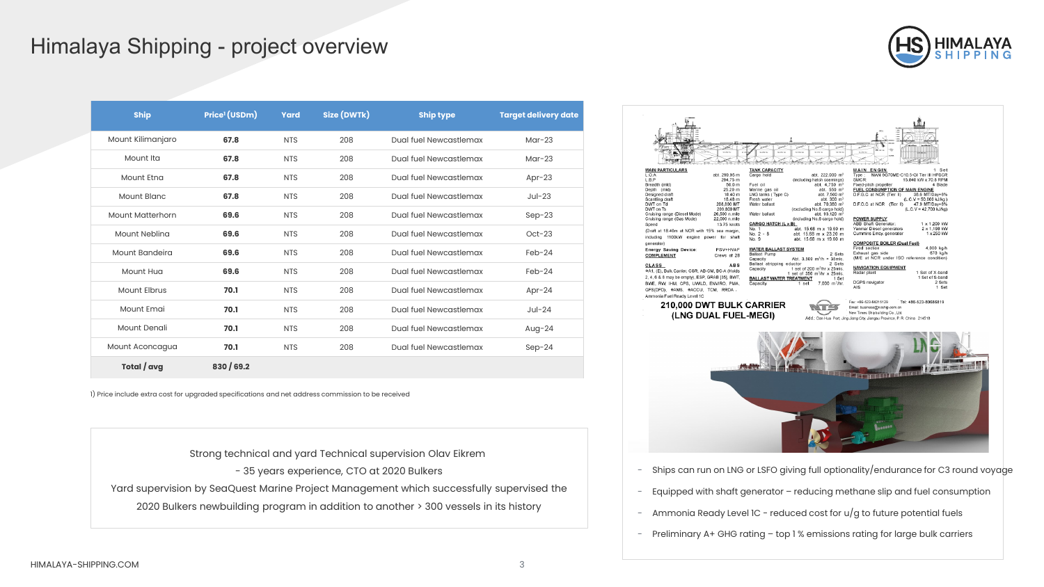# Himalaya Shipping - project overview

| Ship | Price[1] (USDm) | Yard | Size (DWTk) | Ship type | Target delivery date |
|---|---|---|---|---|---|
| Mount Kilimanjaro | **67.8** | NTS | 208 | Dual fuel Newcastlemax | Mar-23 |
| Mount Ita | **67.8** | NTS | 208 | Dual fuel Newcastlemax | Mar-23 |
| Mount Etna | **67.8** | NTS | 208 | Dual fuel Newcastlemax | Apr-23 |
| Mount Blanc | **67.8** | NTS | 208 | Dual fuel Newcastlemax | Jul-23 |
| Mount Matterhorn | **69.6** | NTS | 208 | Dual fuel Newcastlemax | Sep-23 |
| Mount Neblina | **69.6** | NTS | 208 | Dual fuel Newcastlemax | Oct-23 |
| Mount Bandeira | **69.6** | NTS | 208 | Dual fuel Newcastlemax | Feb-24 |
| Mount Hua | **69.6** | NTS | 208 | Dual fuel Newcastlemax | Feb-24 |
| Mount Elbrus | **70.1** | NTS | 208 | Dual fuel Newcastlemax | Apr-24 |
| Mount Emai | **70.1** | NTS | 208 | Dual fuel Newcastlemax | Jul-24 |
| Mount Denali | **70.1** | NTS | 208 | Dual fuel Newcastlemax | Aug-24 |
| Mount Aconcagua | **70.1** | NTS | 208 | Dual fuel Newcastlemax | Sep-24 |
| **Total / avg** | **830 / 69.2** | | | | |

1) Price include extra cost for upgraded specifications and net address commission to be received

Strong technical and yard Technical supervision Olav Eikrem
- 35 years experience, CTO at 2020 Bulkers

Yard supervision by SeaQuest Marine Project Management which successfully supervised the 2020 Bulkers newbuilding program in addition to another > 300 vessels in its history

210,000 DWT BULK CARRIER (LNG DUAL FUEL-MEGI)

- Ships can run on LNG or LSFO giving full optionality/endurance for C3 round voyage
- Equipped with shaft generator – reducing methane slip and fuel consumption
- Ammonia Ready Level 1C - reduced cost for u/g to future potential fuels
- Preliminary A+ GHG rating – top 1 % emissions rating for large bulk carriers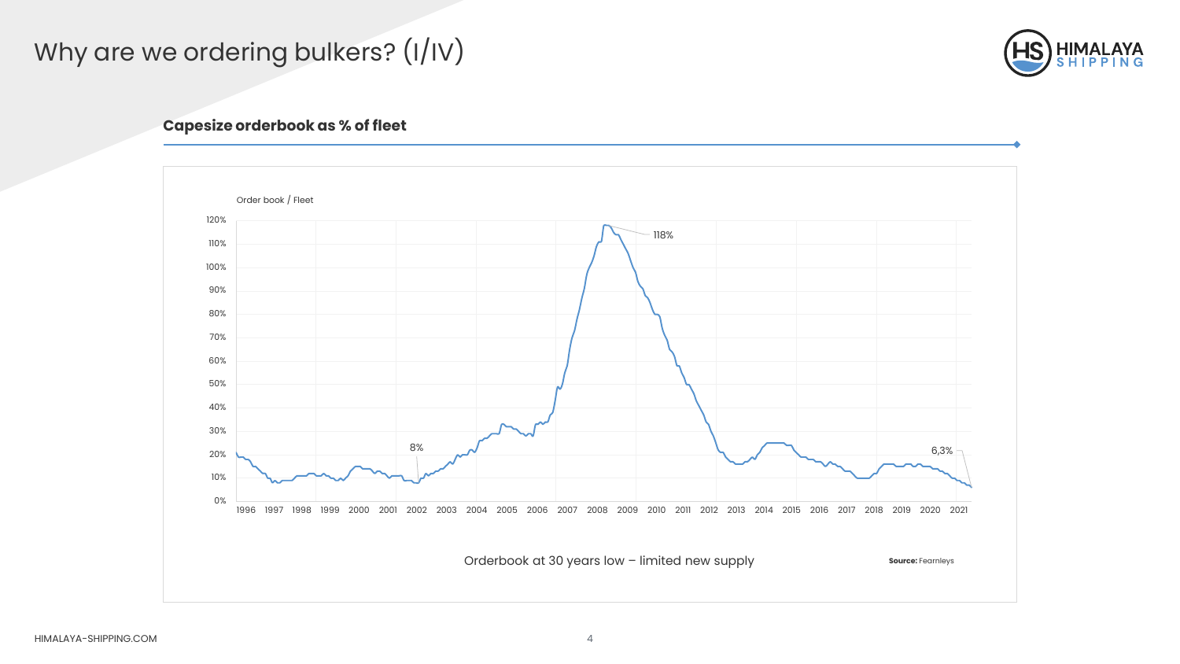# Why are we ordering bulkers? (I/IV)

## Capesize orderbook as % of fleet

Order book / Fleet

118%

8%

6,3%

Orderbook at 30 years low – limited new supply

**Source:** Fearnleys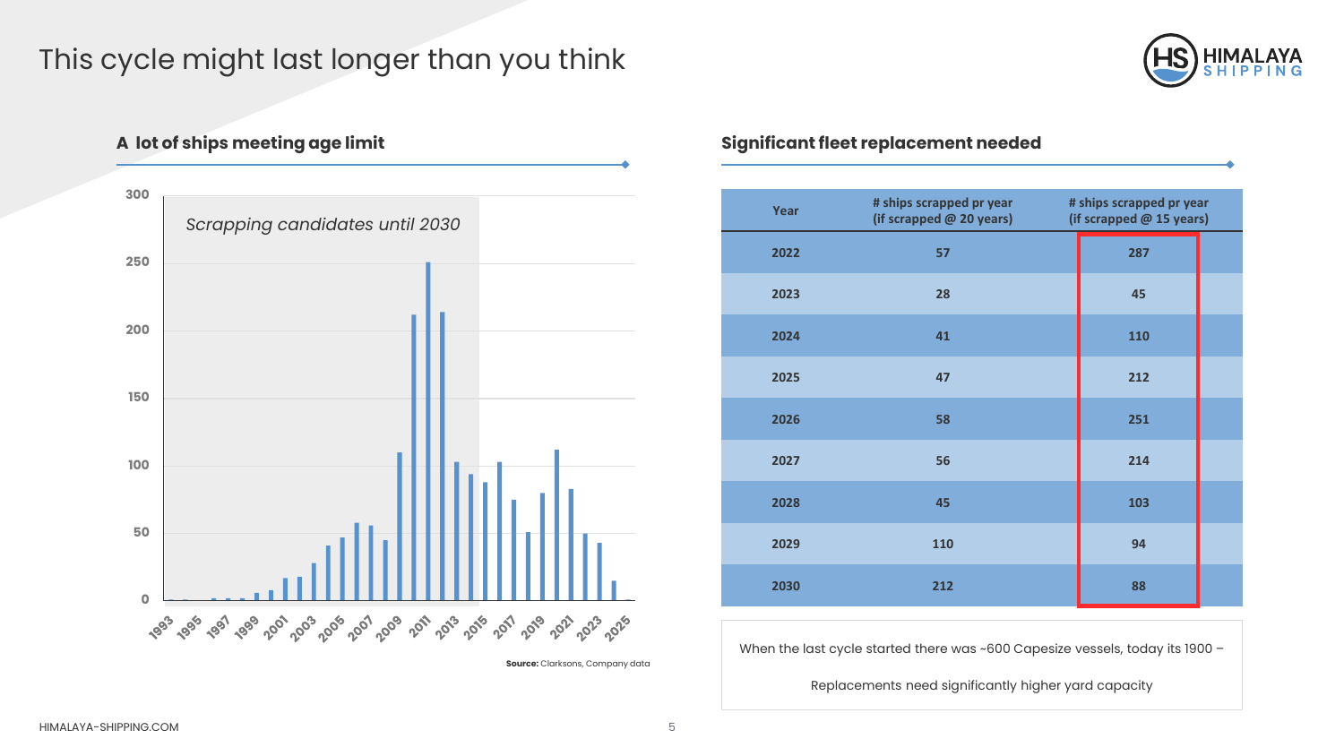# This cycle might last longer than you think

## A lot of ships meeting age limit

Scrapping candidates until 2030

**Source:** Clarksons, Company data

## Significant fleet replacement needed

| Year | # ships scrapped pr year (if scrapped @ 20 years) | # ships scrapped pr year (if scrapped @ 15 years) |
|---|---|---|
| 2022 | 57 | 287 |
| 2023 | 28 | 45 |
| 2024 | 41 | 110 |
| 2025 | 47 | 212 |
| 2026 | 58 | 251 |
| 2027 | 56 | 214 |
| 2028 | 45 | 103 |
| 2029 | 110 | 94 |
| 2030 | 212 | 88 |

When the last cycle started there was ~600 Capesize vessels, today its 1900 –

Replacements need significantly higher yard capacity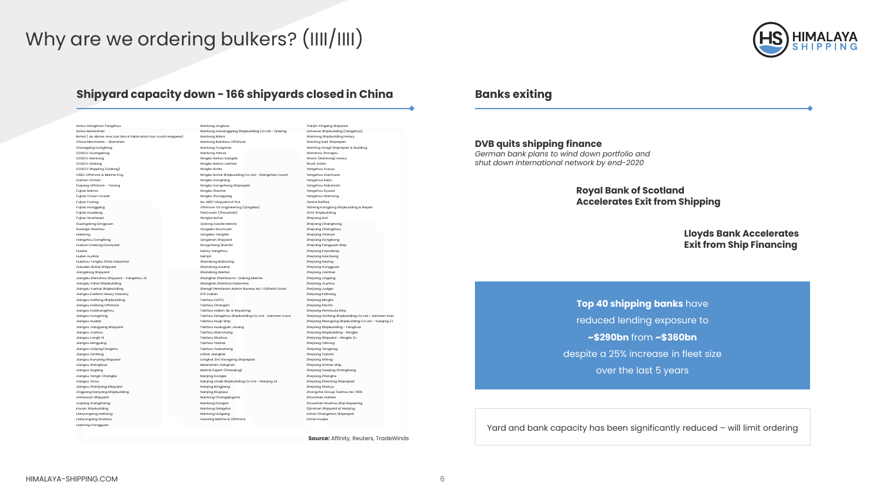# Why are we ordering bulkers? (IIII/IIII)

## Shipyard capacity down - 166 shipyards closed in China

- Anhui Hengshun Fangzhou
- Anhui Ma'anshan
- Bohai ( as above now just block fabrication but could reappear)
- China Merchants - Shenzhen
- Chongqing Dongfeng
- COSCO Guangdong
- COSCO Nantong
- COSCO Qidong
- COSCO Shipping (Qidong)
- CSSC Offshore & Marine Eng.
- Daman Yichan
- Dayang Offshore - Taixing
- Fujian Baima
- Fujian Crown Ocean
- Fujian Funing
- Fujian Honggang
- Fujian Huadong
- Fujian Southeast
- Guangdong Qingyuan
- Guangxi Wuzhou
- Haidong
- Hangzhou Dongfeng
- Huarun Dadong Dockyard
- Huatai
- Hubei Huahai
- Huizhou Tonghu Zhifa Industrial
- Huludao Bohai Shipyard
- Jiangdong Shipyard
- Jiangdu Shenzhou Shipyard - Yangzhou JS
- Jiangdu Yahai Shipbuilding
- Jiangdu Yuehai Shipbuilding
- Jiangsu Eastern Heavy Industry
- Jiangsu Haifeng Shipbuilding
- Jiangsu Hailong Offshore
- Jiangsu Haizhongzhou
- Jiangsu Hongming
- Jiangsu Huatai
- Jiangsu Jiangyang Shipyard
- Jiangsu Jiuzhou
- Jiangsu Longli HI
- Jiangsu Mingyang
- Jiangsu Qidong Fengshu
- Jiangsu Qinfeng
- Jiangsu Runyang Shipyard
- Jiangsu Shenghua
- Jiangsu Sugang
- Jiangsu Yangzi Changbo
- Jiangsu Yalou
- Jiangsu Zhenjiang Shipyard
- Jingjiang Nanyang Shipbuilding
- Jinhaiwan Shipyard
- Jiujiang Xiangsheng
- Kouan Shipbuilding
- Lianyungang Heiltong
- Lianyungang Wuzhou
- Liaoning Hongguan
- Nantong Jinghua
- Nantong Lianxinggang Shipbuilding Co Ltd - Qidong
- Nantong Nikka
- Nantong Rainbow Offshore
- Nantong Tongmao
- Nantong Yahua
- Ningbo Beilun Kangda
- Ningbo Beilun Lantian
- Ningbo Boda
- Ningbo Bohai Shipbuilding Co Ltd - Xiangshan Count
- Ningbo Dongfang
- Ningbo Dongsheng Shiprepair
- Ningbo Zhenhe
- Ningbo Zhongyang
- No 4807 Shipyard of PLA
- Offshore Oil Engineering (Qingdao)
- PaxOcean (Zhoushan)
- Penglai Bohai
- Qidong Daoda Marine
- Qingdao Wuchuan
- Qingdao Yangfan
- Qingshan Shipyard
- Rongcheng Shenfei
- Sainty Yangzhou
- Samjin
- Shandong Baibuting
- Shandong Huahai
- Shandong Weihai
- Shanghai Zhenhua HI. Qidong Marine
- Shanghai Zhenhua Industries
- Shengli Petroleum Admin Bureau No 1 Oilfield Const
- STX Dalian
- Taizhou CATIC
- Taizhou Changxin
- Taizhou Haibin Sb. & Repairing
- Taizhou Hengzhou Shipbuilding Co Ltd - Sanmen Coun
- Taizhou Huaji Ship
- Taizhou Huangyan Jixiang
- Taizhou Wanchong
- Taizhou Wuzhou
- Taizhou Yanhai
- Taizhou Yuansheng
- Linhai Jianghai
- Longhai Zini Xiangxing Shiprepair
- Ma'anshan Jiangnan
- Marine Expert (Zhaoqing)
- Nanjing Dongze
- Nanjing Jinda Shipbuilding Co Ltd - Nanjing JS
- Nanjing Ningjiang
- Nanjing Wujiazui
- Nantong Changqingsha
- Nantong Dongxin
- Nantong Gangzha
- Nantong Huigang
- Liaoning Marine & Offshore
- Tianjin Xingang Shipyard
- Universe Shipbuilding (Yangzhou)
- Wanlong Shipbuilding Heavy
- Wenling Kaili Shiprepair
- Wenling Yongli Shiprepair & Building
- Wenzhou Zhongou
- Wison (Nantong) Heavy
- Wuzi Jinbin
- Yangzhou Guoyu
- Yangzhou Haichuan
- Yangzhou Kejin
- Yangzhou Nakanishi
- Yangzhou Ryuwa
- Yangzhou Wanlong
- Yantai Raffles
- Yizheng Kangping Shipbuilding & Repair
- ZCHI Shipbuilding
- Zhejiang Aoli
- Zhejiang Changhong
- Zhejiang Chengzhou
- Zhejiang Chenye
- Zhejiang Donghong
- Zhejiang Fengyuan Ship
- Zhejiang Friendship
- Zhejiang Haicheng
- Zhejiang Hexing
- Zhejiang Hongguan
- Zhejiang Jiantiao
- Zhejiang Jingang
- Zhejiang Jiuzhou
- Zhejiang Judger
- Zhejiang Kaihong
- Zhejiang Mingfa
- Zhejiang Pacific
- Zhejiang Peninsula Ship
- Zhejiang Qinteng Shipbuilding Co Ltd - Sanmen Xian
- Zhejiang Shengong Shipbuilding Co Ltd - Yueqing ZJ
- Zhejiang Shipbuilding - Fenghua
- Zhejiang Shipbuilding - Ningbo
- Zhejiang Shipyard - Ningbo ZJ
- Zhejiang Taitong
- Zhejiang Tenglong
- Zhejiang Tianshi
- Zhejiang Xifeng
- Zhejiang Xintian Ship
- Zhejiang Yueqing Changhong
- Zhejiang Zhenghe
- Zhejiang Zhenning Shiprepair
- Zhejiang Zhenyu
- Zhongche Group Taizhou No 7816
- Zhoushan Haitian
- Zhoushan Wuzhou Ship Repairing
- Zijinshan Shipyard of Nanjing
- Linhai Changshun Shiprepair
- Linhai Huajie

**Source:** Affinity, Reuters, TradeWinds

## Banks exiting

**DVB quits shipping finance**
*German bank plans to wind down portfolio and shut down international network by end-2020*

**Royal Bank of Scotland Accelerates Exit from Shipping**

**Lloyds Bank Accelerates Exit from Ship Financing**

**Top 40 shipping banks** have reduced lending exposure to **~\$290bn** from **~\$360bn** despite a 25% increase in fleet size over the last 5 years

Yard and bank capacity has been significantly reduced – will limit ordering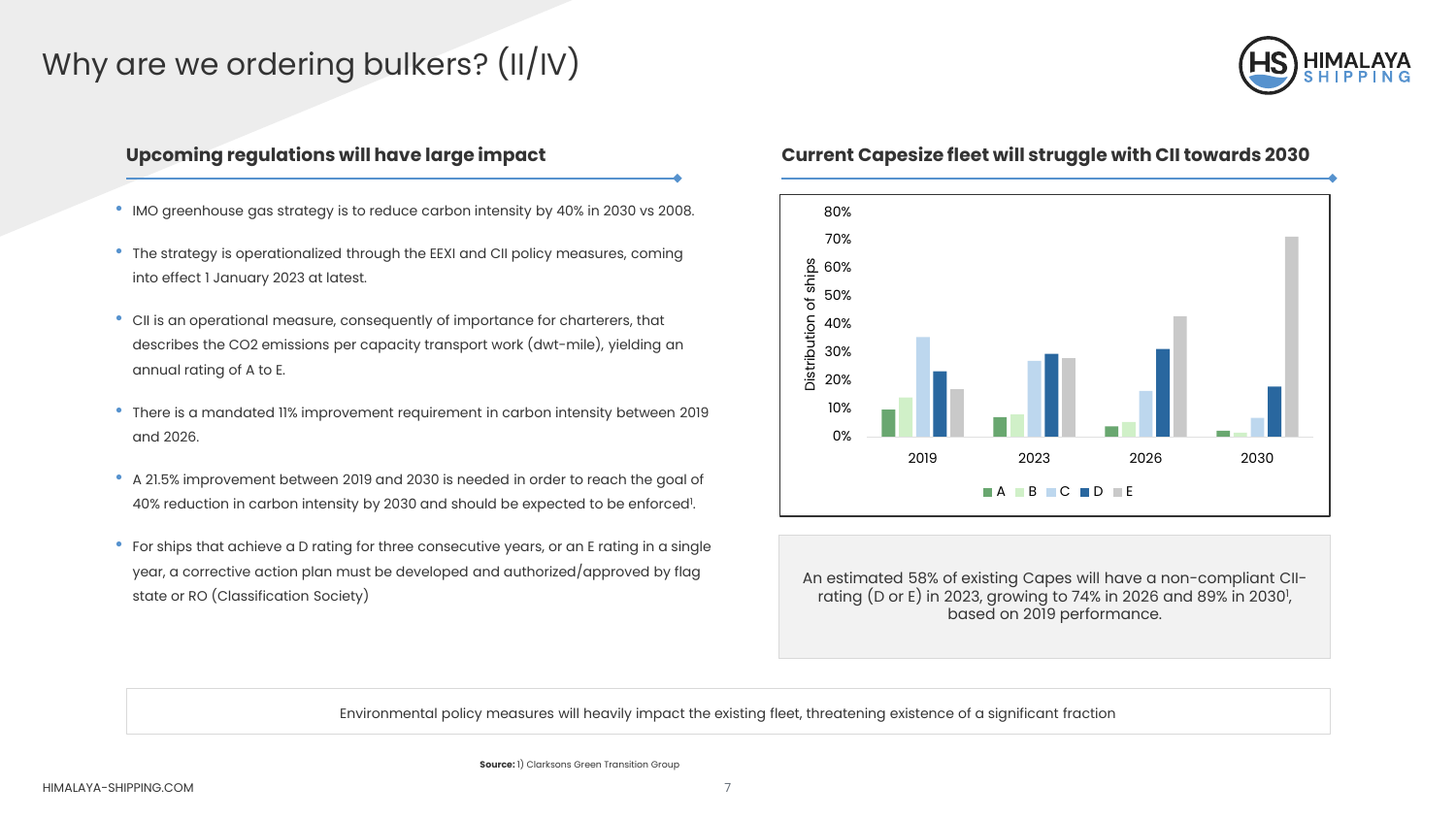# Why are we ordering bulkers? (II/IV)

## Upcoming regulations will have large impact

- IMO greenhouse gas strategy is to reduce carbon intensity by 40% in 2030 vs 2008.
- The strategy is operationalized through the EEXI and CII policy measures, coming into effect 1 January 2023 at latest.
- CII is an operational measure, consequently of importance for charterers, that describes the CO2 emissions per capacity transport work (dwt-mile), yielding an annual rating of A to E.
- There is a mandated 11% improvement requirement in carbon intensity between 2019 and 2026.
- A 21.5% improvement between 2019 and 2030 is needed in order to reach the goal of 40% reduction in carbon intensity by 2030 and should be expected to be enforced[1].
- For ships that achieve a D rating for three consecutive years, or an E rating in a single year, a corrective action plan must be developed and authorized/approved by flag state or RO (Classification Society)

## Current Capesize fleet will struggle with CII towards 2030

Distribution of ships

| | A | B | C | D | E |
|---|---|---|---|---|---|
| 2019 | ~10% | ~14% | ~36% | ~23% | ~17% |
| 2023 | ~7% | ~8% | ~27% | ~29% | ~28% |
| 2026 | ~4% | ~5% | ~16% | ~31% | ~43% |
| 2030 | ~2% | ~1% | ~7% | ~18% | ~71% |

An estimated 58% of existing Capes will have a non-compliant CII-rating (D or E) in 2023, growing to 74% in 2026 and 89% in 2030[1], based on 2019 performance.

Environmental policy measures will heavily impact the existing fleet, threatening existence of a significant fraction

**Source:** 1) Clarksons Green Transition Group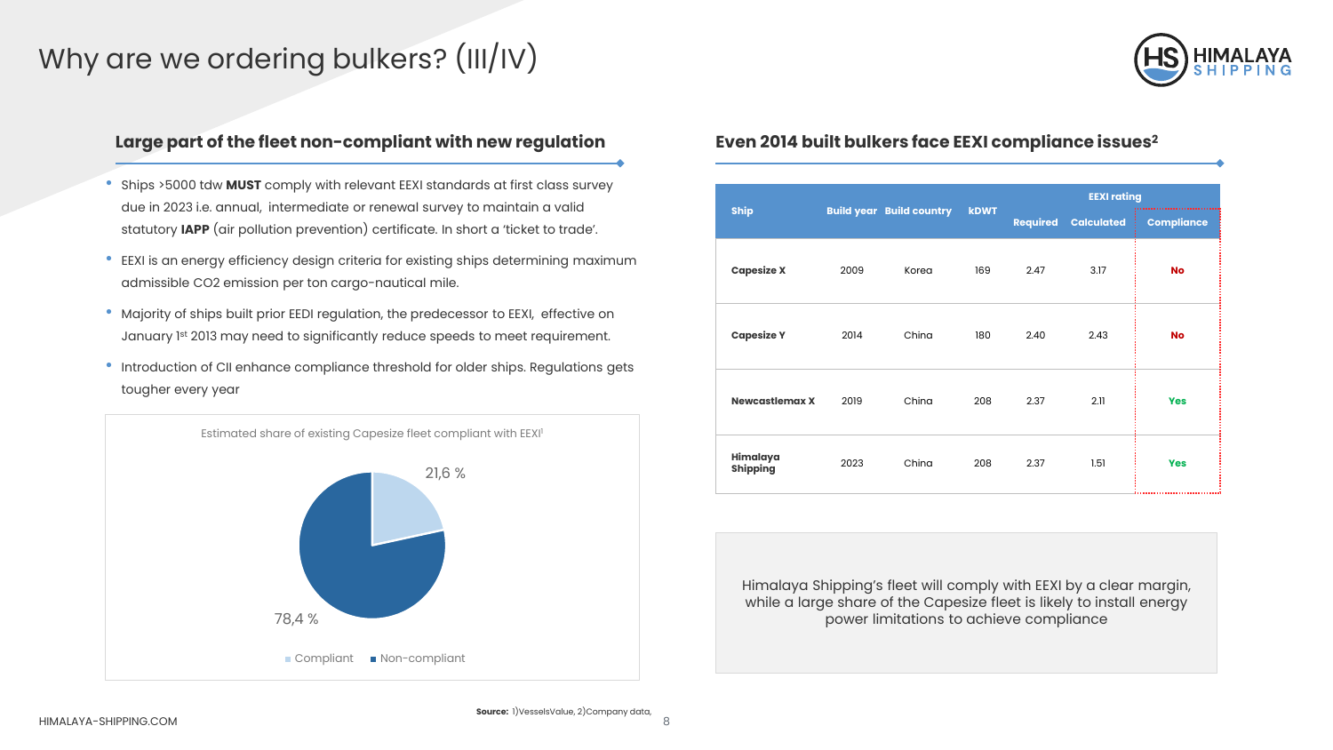# Why are we ordering bulkers? (III/IV)

## Large part of the fleet non-compliant with new regulation

- Ships >5000 tdw **MUST** comply with relevant EEXI standards at first class survey due in 2023 i.e. annual, intermediate or renewal survey to maintain a valid statutory **IAPP** (air pollution prevention) certificate. In short a 'ticket to trade'.
- EEXI is an energy efficiency design criteria for existing ships determining maximum admissible CO2 emission per ton cargo-nautical mile.
- Majority of ships built prior EEDI regulation, the predecessor to EEXI, effective on January 1st 2013 may need to significantly reduce speeds to meet requirement.
- Introduction of CII enhance compliance threshold for older ships. Regulations gets tougher every year

Estimated share of existing Capesize fleet compliant with EEXI[1]

| | Share |
|---|---|
| Compliant | 21,6 % |
| Non-compliant | 78,4 % |

## Even 2014 built bulkers face EEXI compliance issues[2]

| Ship | Build year | Build country | kDWT | EEXI rating | | |
|---|---|---|---|---|---|---|
| | | | | Required | Calculated | Compliance |
| Capesize X | 2009 | Korea | 169 | 2.47 | 3.17 | No |
| Capesize Y | 2014 | China | 180 | 2.40 | 2.43 | No |
| Newcastlemax X | 2019 | China | 208 | 2.37 | 2.11 | Yes |
| Himalaya Shipping | 2023 | China | 208 | 2.37 | 1.51 | Yes |

Himalaya Shipping's fleet will comply with EEXI by a clear margin, while a large share of the Capesize fleet is likely to install energy power limitations to achieve compliance

**Source:** 1)VesselsValue, 2)Company data,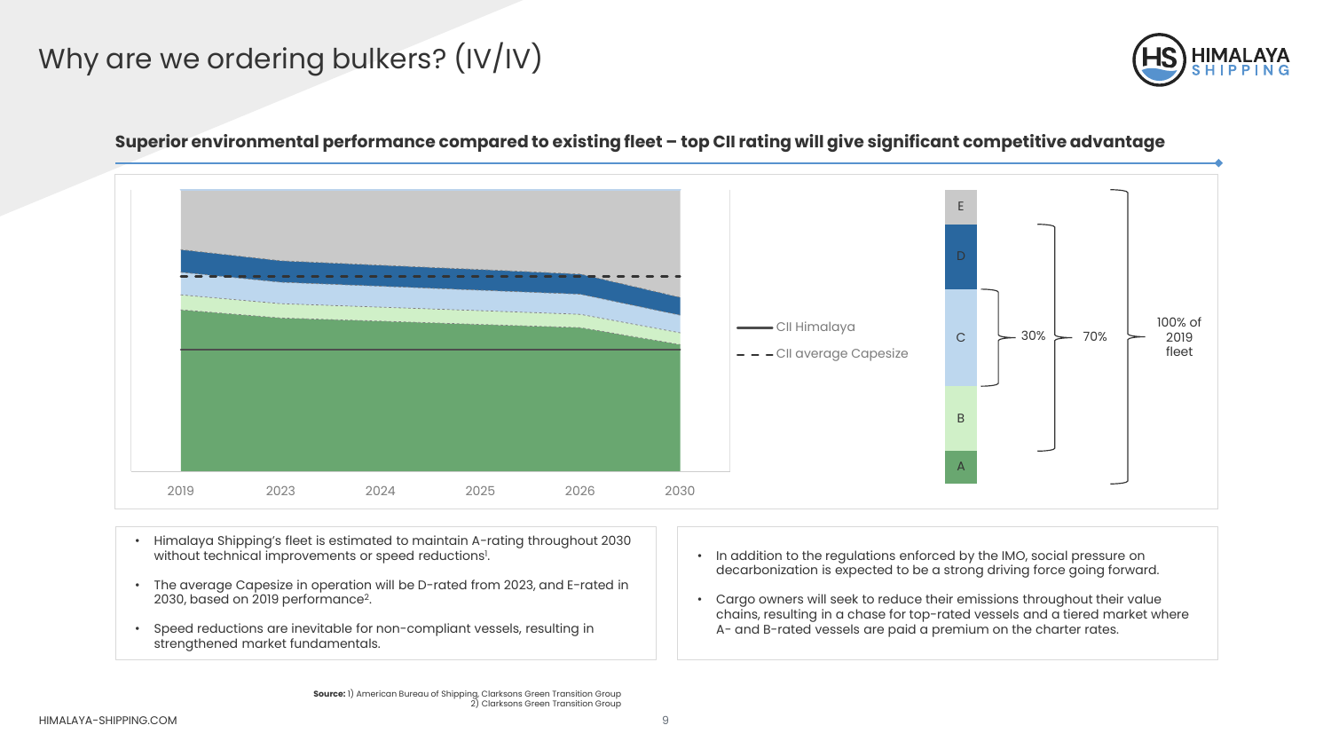# Why are we ordering bulkers? (IV/IV)

**Superior environmental performance compared to existing fleet – top CII rating will give significant competitive advantage**

2019 | 2023 | 2024 | 2025 | 2026 | 2030

CII Himalaya
CII average Capesize

E
D
C
B
A

30%
70%
100% of 2019 fleet

- Himalaya Shipping's fleet is estimated to maintain A-rating throughout 2030 without technical improvements or speed reductions[1].
- The average Capesize in operation will be D-rated from 2023, and E-rated in 2030, based on 2019 performance[2].
- Speed reductions are inevitable for non-compliant vessels, resulting in strengthened market fundamentals.

- In addition to the regulations enforced by the IMO, social pressure on decarbonization is expected to be a strong driving force going forward.
- Cargo owners will seek to reduce their emissions throughout their value chains, resulting in a chase for top-rated vessels and a tiered market where A- and B-rated vessels are paid a premium on the charter rates.

**Source:** 1) American Bureau of Shipping, Clarksons Green Transition Group
2) Clarksons Green Transition Group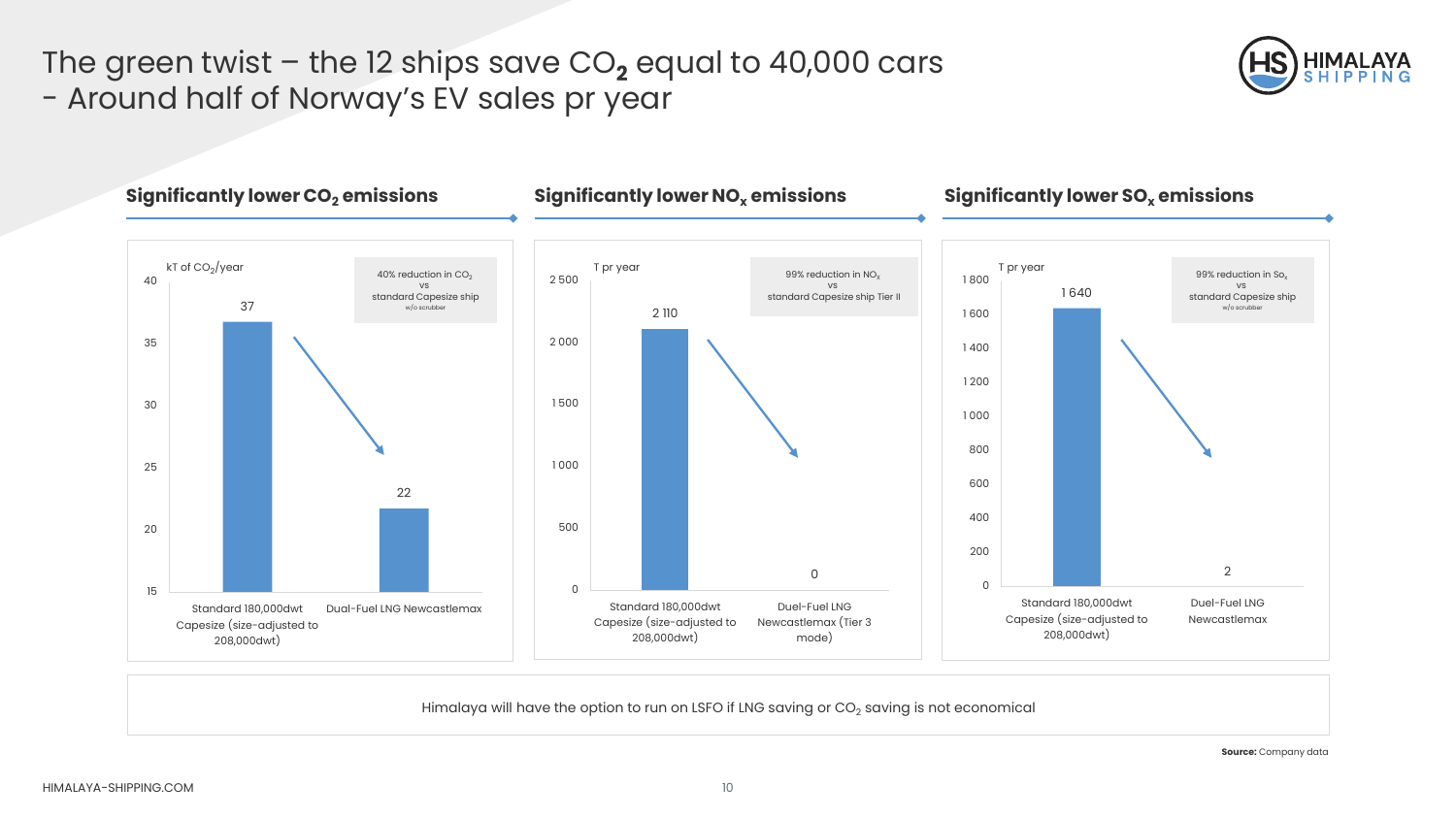# The green twist – the 12 ships save $CO_2$ equal to 40,000 cars - Around half of Norway's EV sales pr year

## Significantly lower $CO_2$ emissions

kT of $CO_2$/year

40% reduction in $CO_2$ vs standard Capesize ship w/o scrubber

| Vessel | kT of $CO_2$/year |
| --- | --- |
| Standard 180,000dwt Capesize (size-adjusted to 208,000dwt) | 37 |
| Duel-Fuel LNG Newcastlemax | 22 |

## Significantly lower $NO_x$ emissions

T pr year

99% reduction in $NO_x$ vs standard Capesize ship Tier II

| Vessel | T pr year |
| --- | --- |
| Standard 180,000dwt Capesize (size-adjusted to 208,000dwt) | 2 110 |
| Duel-Fuel LNG Newcastlemax (Tier 3 mode) | 0 |

## Significantly lower $SO_x$ emissions

T pr year

99% reduction in $So_x$ vs standard Capesize ship w/o scrubber

| Vessel | T pr year |
| --- | --- |
| Standard 180,000dwt Capesize (size-adjusted to 208,000dwt) | 1 640 |
| Duel-Fuel LNG Newcastlemax | 2 |

Himalaya will have the option to run on LSFO if LNG saving or $CO_2$ saving is not economical

**Source:** Company data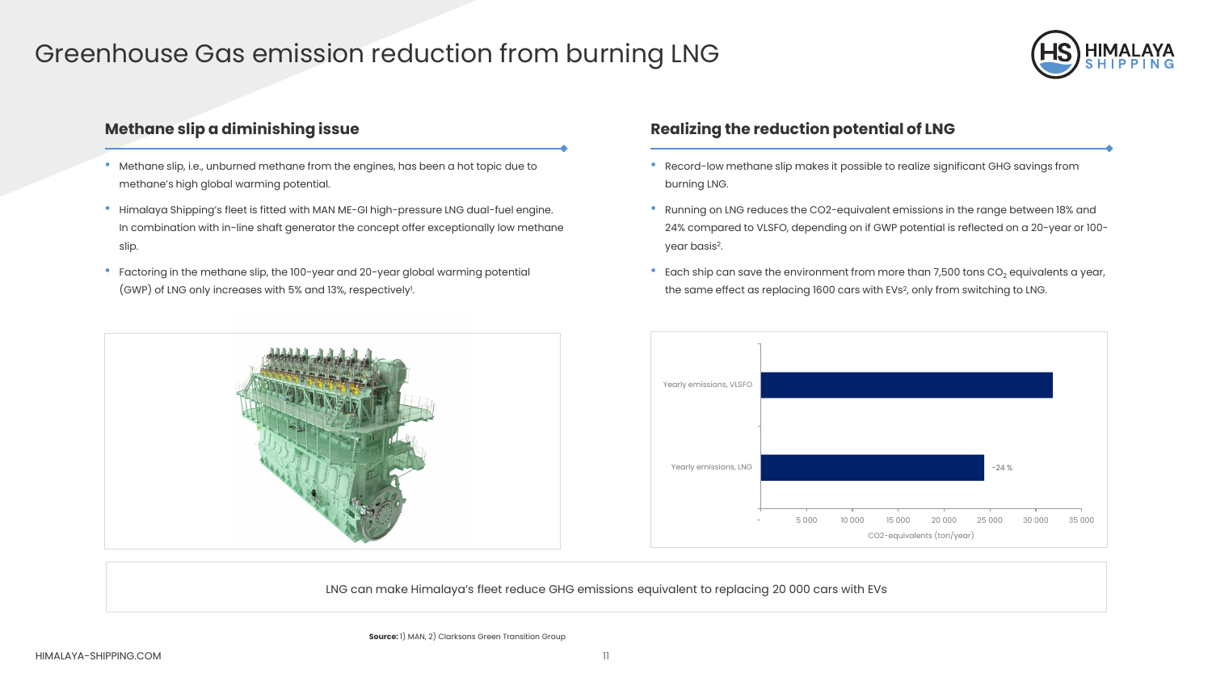# Greenhouse Gas emission reduction from burning LNG

## Methane slip a diminishing issue

- Methane slip, i.e., unburned methane from the engines, has been a hot topic due to methane's high global warming potential.
- Himalaya Shipping's fleet is fitted with MAN ME-GI high-pressure LNG dual-fuel engine. In combination with in-line shaft generator the concept offer exceptionally low methane slip.
- Factoring in the methane slip, the 100-year and 20-year global warming potential (GWP) of LNG only increases with 5% and 13%, respectively[1].

## Realizing the reduction potential of LNG

- Record-low methane slip makes it possible to realize significant GHG savings from burning LNG.
- Running on LNG reduces the CO2-equivalent emissions in the range between 18% and 24% compared to VLSFO, depending on if GWP potential is reflected on a 20-year or 100-year basis[2].
- Each ship can save the environment from more than 7,500 tons $CO_2$ equivalents a year, the same effect as replacing 1600 cars with EVs[2], only from switching to LNG.

| | CO2-equivalents (ton/year) |
|---|---|
| Yearly emissions, VLSFO | ~32 000 |
| Yearly emissions, LNG | ~24 500 (-24 %) |

LNG can make Himalaya's fleet reduce GHG emissions equivalent to replacing 20 000 cars with EVs

**Source:** 1) MAN, 2) Clarksons Green Transition Group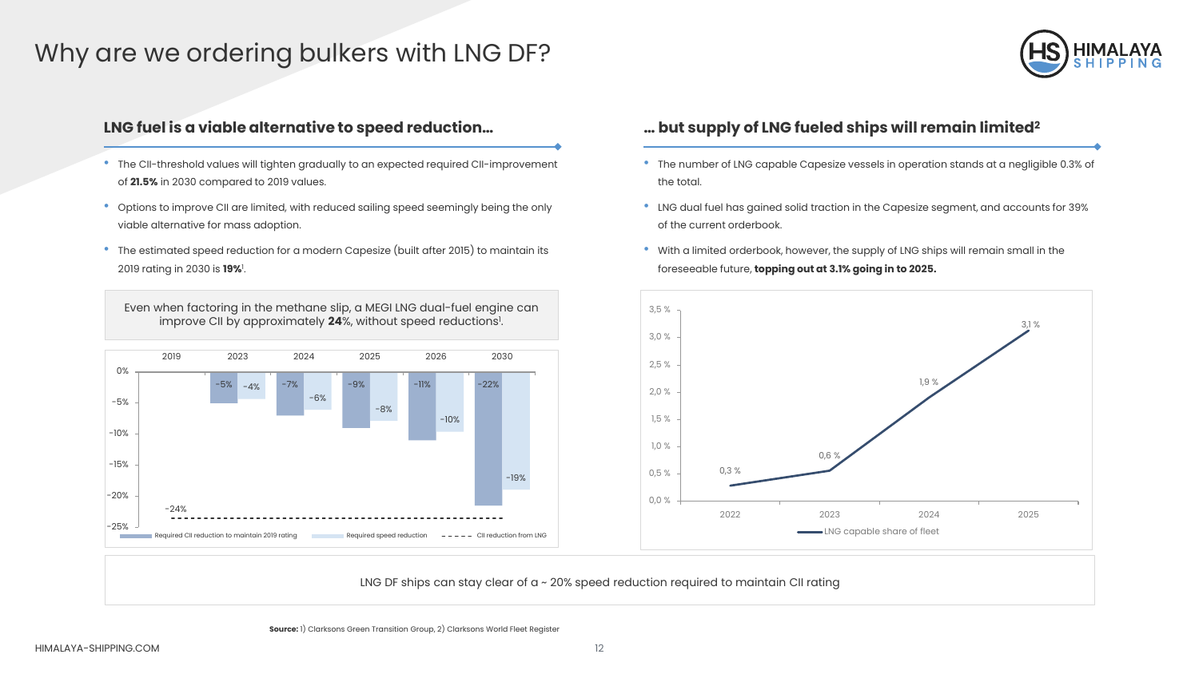# Why are we ordering bulkers with LNG DF?

## LNG fuel is a viable alternative to speed reduction…

- The CII-threshold values will tighten gradually to an expected required CII-improvement of **21.5%** in 2030 compared to 2019 values.
- Options to improve CII are limited, with reduced sailing speed seemingly being the only viable alternative for mass adoption.
- The estimated speed reduction for a modern Capesize (built after 2015) to maintain its 2019 rating in 2030 is **19%**[1].

Even when factoring in the methane slip, a MEGI LNG dual-fuel engine can improve CII by approximately **24**%, without speed reductions[1].

| | 2019 | 2023 | 2024 | 2025 | 2026 | 2030 |
|---|---|---|---|---|---|---|
| Required CII reduction to maintain 2019 rating | | -5% | -7% | -9% | -11% | -22% |
| Required speed reduction | | -4% | -6% | -8% | -10% | -19% |
| CII reduction from LNG | -24% | | | | | |

## … but supply of LNG fueled ships will remain limited[2]

- The number of LNG capable Capesize vessels in operation stands at a negligible 0.3% of the total.
- LNG dual fuel has gained solid traction in the Capesize segment, and accounts for 39% of the current orderbook.
- With a limited orderbook, however, the supply of LNG ships will remain small in the foreseeable future, **topping out at 3.1% going in to 2025.**

| | 2022 | 2023 | 2024 | 2025 |
|---|---|---|---|---|
| LNG capable share of fleet | 0,3 % | 0,6 % | 1,9 % | 3,1 % |

LNG DF ships can stay clear of a ~ 20% speed reduction required to maintain CII rating

**Source:** 1) Clarksons Green Transition Group, 2) Clarksons World Fleet Register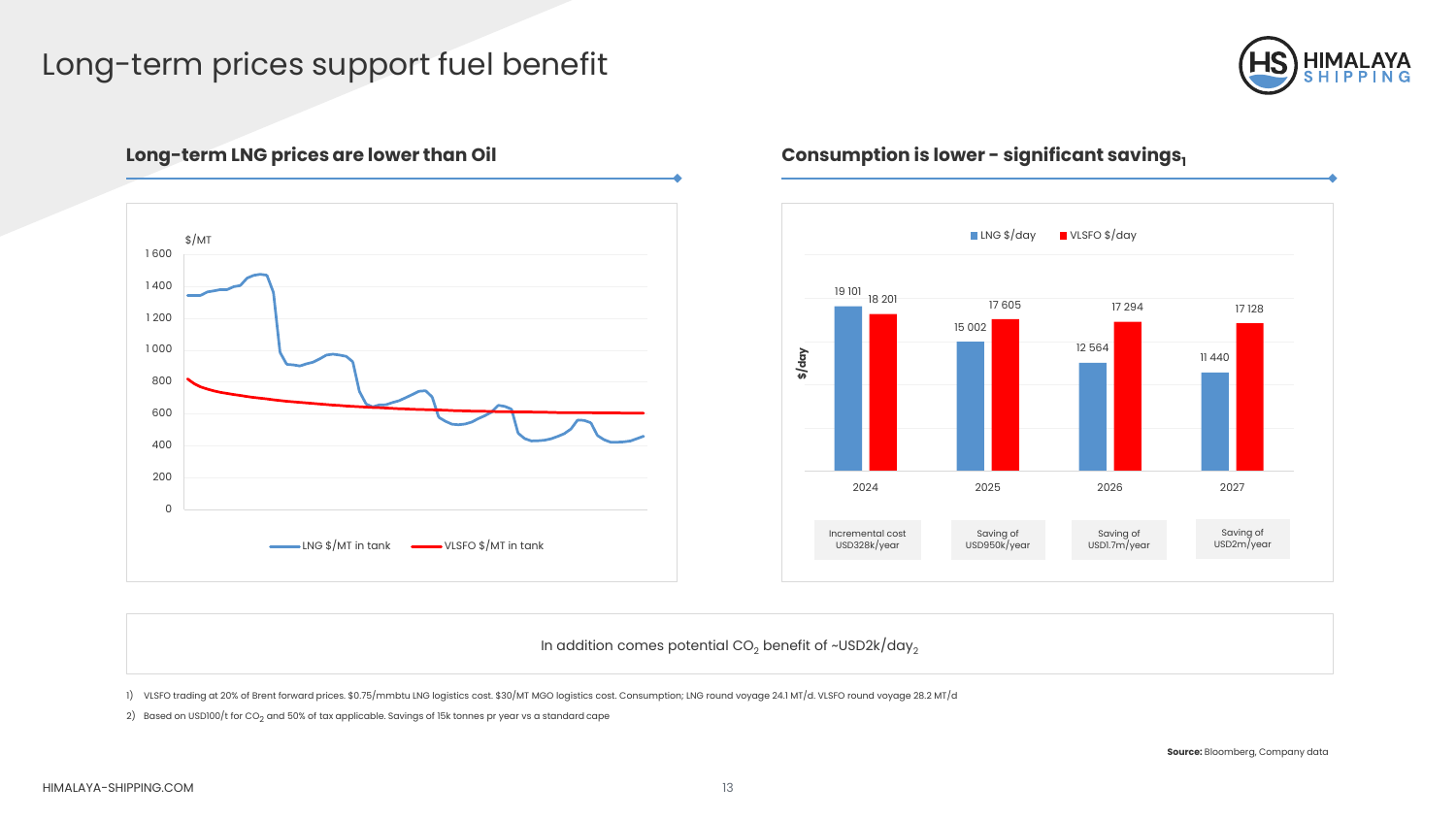# Long-term prices support fuel benefit

## Long-term LNG prices are lower than Oil

$/MT

LNG $/MT in tank — VLSFO $/MT in tank

## Consumption is lower - significant savings[1]

| | LNG $/day | VLSFO $/day | |
|---|---|---|---|
| 2024 | 19 101 | 18 201 | Incremental cost USD328k/year |
| 2025 | 15 002 | 17 605 | Saving of USD950k/year |
| 2026 | 12 564 | 17 294 | Saving of USD1.7m/year |
| 2027 | 11 440 | 17 128 | Saving of USD2m/year |

In addition comes potential $CO_2$ benefit of ~USD2k/day[2]

1) VLSFO trading at 20% of Brent forward prices. $0.75/mmbtu LNG logistics cost. $30/MT MGO logistics cost. Consumption; LNG round voyage 24.1 MT/d. VLSFO round voyage 28.2 MT/d

2) Based on USD100/t for $CO_2$ and 50% of tax applicable. Savings of 15k tonnes pr year vs a standard cape

**Source:** Bloomberg, Company data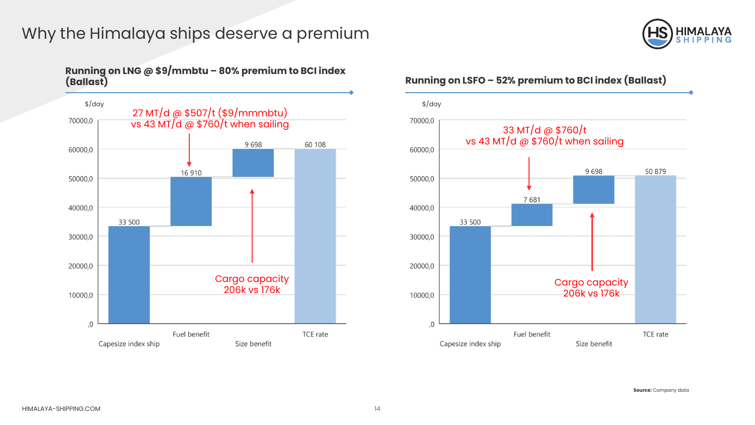# Why the Himalaya ships deserve a premium

## Running on LNG @ $9/mmbtu – 80% premium to BCI index (Ballast)

$/day

27 MT/d @ $507/t ($9/mmmbtu) vs 43 MT/d @ $760/t when sailing

Cargo capacity 206k vs 176k

| | $/day |
| --- | --- |
| Capesize index ship | 33 500 |
| Fuel benefit | 16 910 |
| Size benefit | 9 698 |
| TCE rate | 60 108 |

## Running on LSFO – 52% premium to BCI index (Ballast)

$/day

33 MT/d @ $760/t vs 43 MT/d @ $760/t when sailing

Cargo capacity 206k vs 176k

| | $/day |
| --- | --- |
| Capesize index ship | 33 500 |
| Fuel benefit | 7 681 |
| Size benefit | 9 698 |
| TCE rate | 50 879 |

**Source:** Company data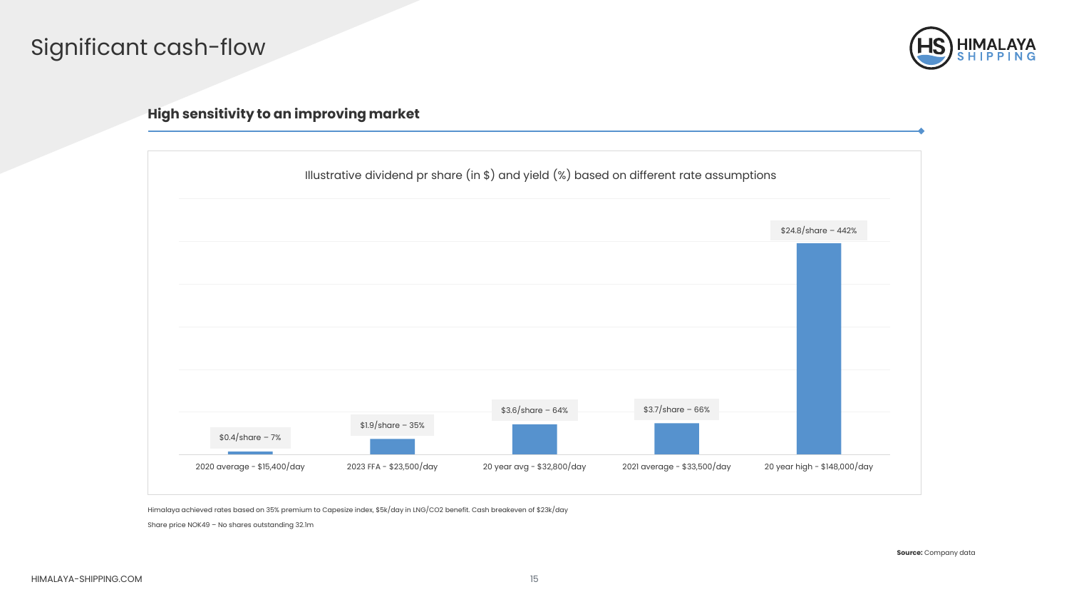# Significant cash-flow

## High sensitivity to an improving market

**Illustrative dividend pr share (in $) and yield (%) based on different rate assumptions**

| Rate assumption | Dividend per share – Yield |
|---|---|
| 2020 average - $15,400/day | $0.4/share – 7% |
| 2023 FFA - $23,500/day | $1.9/share – 35% |
| 20 year avg - $32,800/day | $3.6/share – 64% |
| 2021 average - $33,500/day | $3.7/share – 66% |
| 20 year high - $148,000/day | $24.8/share – 442% |

Himalaya achieved rates based on 35% premium to Capesize index, $5k/day in LNG/CO2 benefit. Cash breakeven of $23k/day

Share price NOK49 – No shares outstanding 32.1m

**Source:** Company data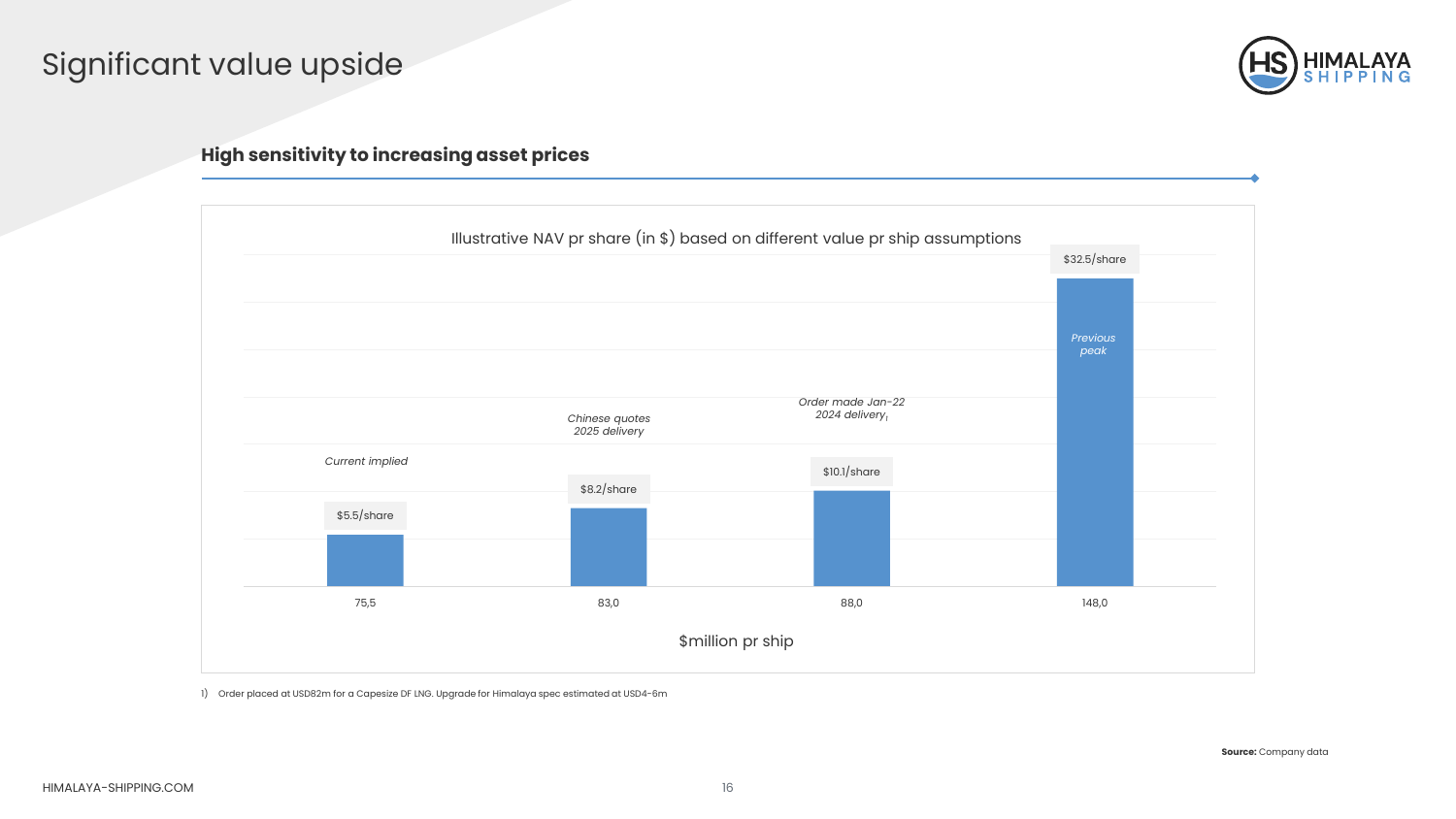# Significant value upside

## High sensitivity to increasing asset prices

Illustrative NAV pr share (in $) based on different value pr ship assumptions

Current implied
$5.5/share
75,5

Chinese quotes 2025 delivery
$8.2/share
83,0

Order made Jan-22 2024 delivery[1]
$10.1/share
88,0

Previous peak
$32.5/share
148,0

$million pr ship

1) Order placed at USD82m for a Capesize DF LNG. Upgrade for Himalaya spec estimated at USD4-6m

**Source:** Company data